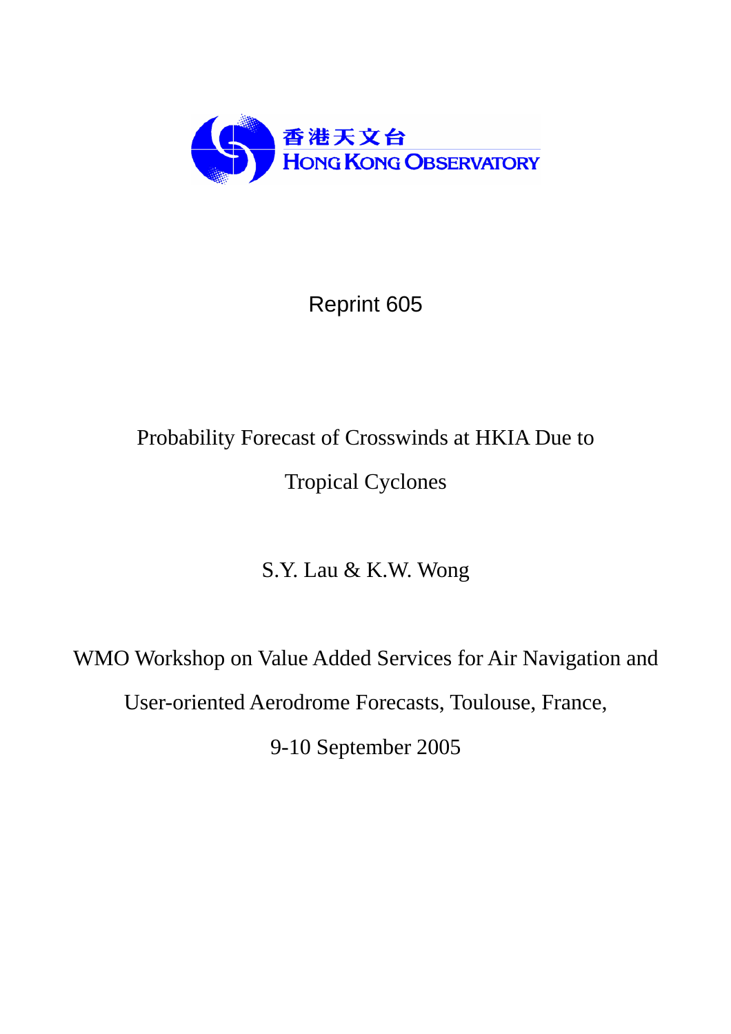香港天文台
HONG KONG OBSERVATORY

Reprint 605

# Probability Forecast of Crosswinds at HKIA Due to Tropical Cyclones

S.Y. Lau & K.W. Wong

WMO Workshop on Value Added Services for Air Navigation and User-oriented Aerodrome Forecasts, Toulouse, France,

9-10 September 2005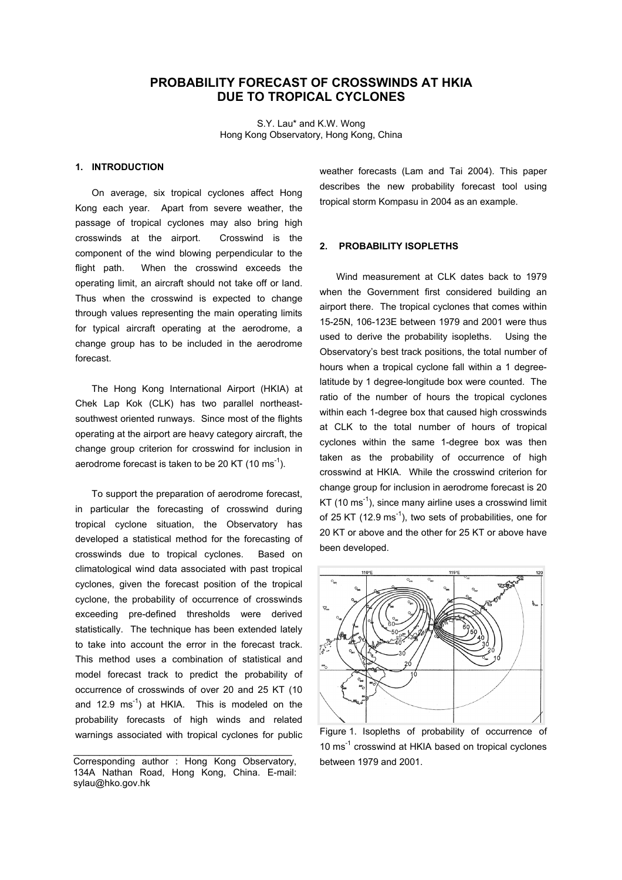# PROBABILITY FORECAST OF CROSSWINDS AT HKIA DUE TO TROPICAL CYCLONES

S.Y. Lau* and K.W. Wong
Hong Kong Observatory, Hong Kong, China

## 1. INTRODUCTION

On average, six tropical cyclones affect Hong Kong each year. Apart from severe weather, the passage of tropical cyclones may also bring high crosswinds at the airport. Crosswind is the component of the wind blowing perpendicular to the flight path. When the crosswind exceeds the operating limit, an aircraft should not take off or land. Thus when the crosswind is expected to change through values representing the main operating limits for typical aircraft operating at the aerodrome, a change group has to be included in the aerodrome forecast.

The Hong Kong International Airport (HKIA) at Chek Lap Kok (CLK) has two parallel northeast-southwest oriented runways. Since most of the flights operating at the airport are heavy category aircraft, the change group criterion for crosswind for inclusion in aerodrome forecast is taken to be 20 KT (10 $ms^{-1}$).

To support the preparation of aerodrome forecast, in particular the forecasting of crosswind during tropical cyclone situation, the Observatory has developed a statistical method for the forecasting of crosswinds due to tropical cyclones. Based on climatological wind data associated with past tropical cyclones, given the forecast position of the tropical cyclone, the probability of occurrence of crosswinds exceeding pre-defined thresholds were derived statistically. The technique has been extended lately to take into account the error in the forecast track. This method uses a combination of statistical and model forecast track to predict the probability of occurrence of crosswinds of over 20 and 25 KT (10 and 12.9 $ms^{-1}$) at HKIA. This is modeled on the probability forecasts of high winds and related warnings associated with tropical cyclones for public weather forecasts (Lam and Tai 2004). This paper describes the new probability forecast tool using tropical storm Kompasu in 2004 as an example.

Corresponding author : Hong Kong Observatory, 134A Nathan Road, Hong Kong, China. E-mail: sylau@hko.gov.hk

## 2. PROBABILITY ISOPLETHS

Wind measurement at CLK dates back to 1979 when the Government first considered building an airport there. The tropical cyclones that comes within 15-25N, 106-123E between 1979 and 2001 were thus used to derive the probability isopleths. Using the Observatory's best track positions, the total number of hours when a tropical cyclone fall within a 1 degree-latitude by 1 degree-longitude box were counted. The ratio of the number of hours the tropical cyclones within each 1-degree box that caused high crosswinds at CLK to the total number of hours of tropical cyclones within the same 1-degree box was then taken as the probability of occurrence of high crosswind at HKIA. While the crosswind criterion for change group for inclusion in aerodrome forecast is 20 KT (10 $ms^{-1}$), since many airline uses a crosswind limit of 25 KT (12.9 $ms^{-1}$), two sets of probabilities, one for 20 KT or above and the other for 25 KT or above have been developed.

Figure 1. Isopleths of probability of occurrence of 10 $ms^{-1}$ crosswind at HKIA based on tropical cyclones between 1979 and 2001.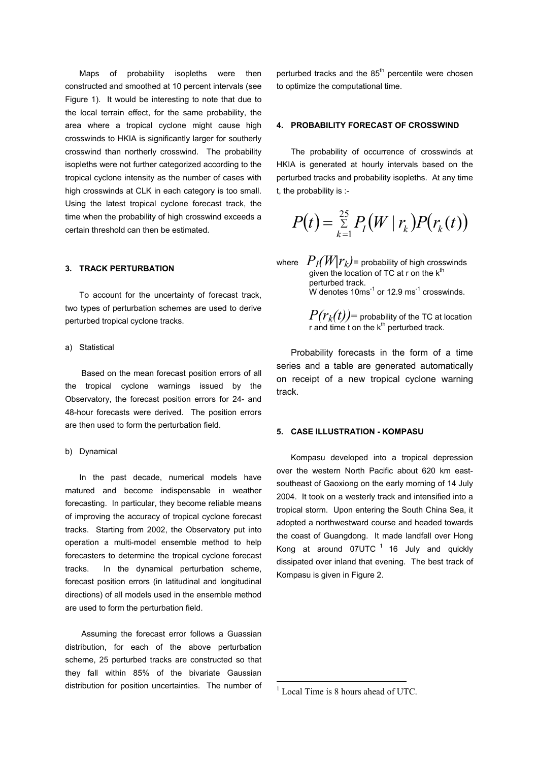Maps of probability isopleths were then constructed and smoothed at 10 percent intervals (see Figure 1). It would be interesting to note that due to the local terrain effect, for the same probability, the area where a tropical cyclone might cause high crosswinds to HKIA is significantly larger for southerly crosswind than northerly crosswind. The probability isopleths were not further categorized according to the tropical cyclone intensity as the number of cases with high crosswinds at CLK in each category is too small. Using the latest tropical cyclone forecast track, the time when the probability of high crosswind exceeds a certain threshold can then be estimated.

### 3. TRACK PERTURBATION

To account for the uncertainty of forecast track, two types of perturbation schemes are used to derive perturbed tropical cyclone tracks.

a) Statistical

Based on the mean forecast position errors of all the tropical cyclone warnings issued by the Observatory, the forecast position errors for 24- and 48-hour forecasts were derived. The position errors are then used to form the perturbation field.

b) Dynamical

In the past decade, numerical models have matured and become indispensable in weather forecasting. In particular, they become reliable means of improving the accuracy of tropical cyclone forecast tracks. Starting from 2002, the Observatory put into operation a multi-model ensemble method to help forecasters to determine the tropical cyclone forecast tracks. In the dynamical perturbation scheme, forecast position errors (in latitudinal and longitudinal directions) of all models used in the ensemble method are used to form the perturbation field.

Assuming the forecast error follows a Guassian distribution, for each of the above perturbation scheme, 25 perturbed tracks are constructed so that they fall within 85% of the bivariate Gaussian distribution for position uncertainties. The number of perturbed tracks and the 85th percentile were chosen to optimize the computational time.

### 4. PROBABILITY FORECAST OF CROSSWIND

The probability of occurrence of crosswinds at HKIA is generated at hourly intervals based on the perturbed tracks and probability isopleths. At any time t, the probability is :-

$$P(t) = \sum_{k=1}^{25} P_I(W \mid r_k) P(r_k(t))$$

where $P_I(W|r_k)$ = probability of high crosswinds given the location of TC at r on the $k^{th}$ perturbed track. W denotes $10 ms^{-1}$ or $12.9 ms^{-1}$ crosswinds.

$P(r_k(t))$ = probability of the TC at location r and time t on the $k^{th}$ perturbed track.

Probability forecasts in the form of a time series and a table are generated automatically on receipt of a new tropical cyclone warning track.

### 5. CASE ILLUSTRATION - KOMPASU

Kompasu developed into a tropical depression over the western North Pacific about 620 km east-southeast of Gaoxiong on the early morning of 14 July 2004. It took on a westerly track and intensified into a tropical storm. Upon entering the South China Sea, it adopted a northwestward course and headed towards the coast of Guangdong. It made landfall over Hong Kong at around 07UTC [1] 16 July and quickly dissipated over inland that evening. The best track of Kompasu is given in Figure 2.

[1] Local Time is 8 hours ahead of UTC.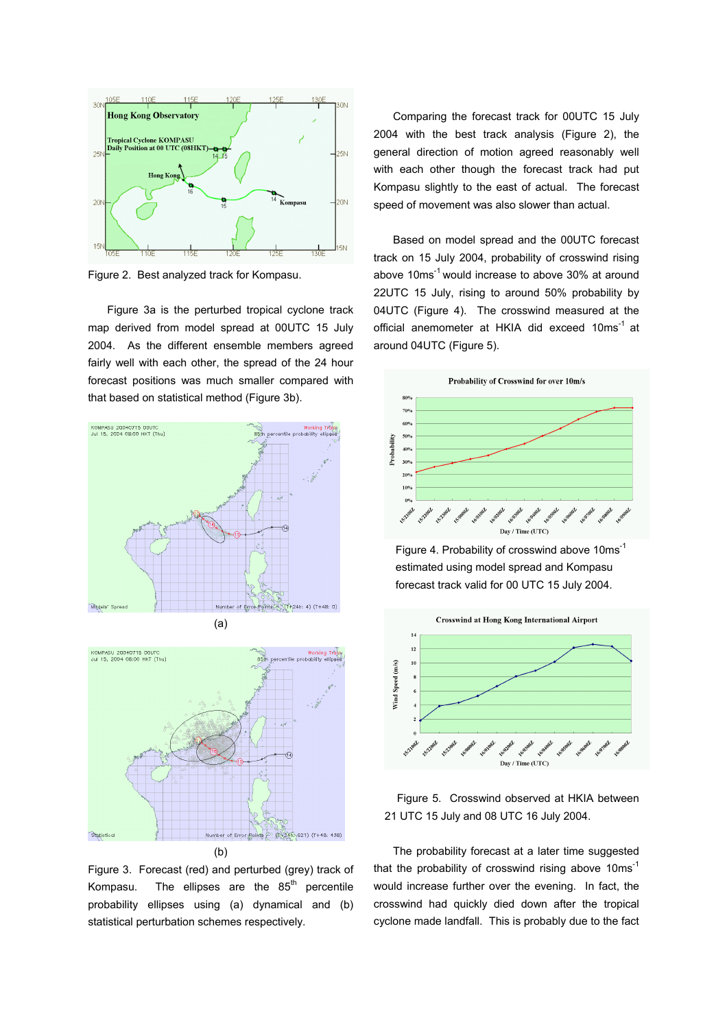Figure 2. Best analyzed track for Kompasu.

Figure 3a is the perturbed tropical cyclone track map derived from model spread at 00UTC 15 July 2004. As the different ensemble members agreed fairly well with each other, the spread of the 24 hour forecast positions was much smaller compared with that based on statistical method (Figure 3b).

(a)

(b)

Figure 3. Forecast (red) and perturbed (grey) track of Kompasu. The ellipses are the 85th percentile probability ellipses using (a) dynamical and (b) statistical perturbation schemes respectively.

Comparing the forecast track for 00UTC 15 July 2004 with the best track analysis (Figure 2), the general direction of motion agreed reasonably well with each other though the forecast track had put Kompasu slightly to the east of actual. The forecast speed of movement was also slower than actual.

Based on model spread and the 00UTC forecast track on 15 July 2004, probability of crosswind rising above $10ms^{-1}$ would increase to above 30% at around 22UTC 15 July, rising to around 50% probability by 04UTC (Figure 4). The crosswind measured at the official anemometer at HKIA did exceed $10ms^{-1}$ at around 04UTC (Figure 5).

Figure 4. Probability of crosswind above $10ms^{-1}$ estimated using model spread and Kompasu forecast track valid for 00 UTC 15 July 2004.

Figure 5. Crosswind observed at HKIA between 21 UTC 15 July and 08 UTC 16 July 2004.

The probability forecast at a later time suggested that the probability of crosswind rising above $10ms^{-1}$ would increase further over the evening. In fact, the crosswind had quickly died down after the tropical cyclone made landfall. This is probably due to the fact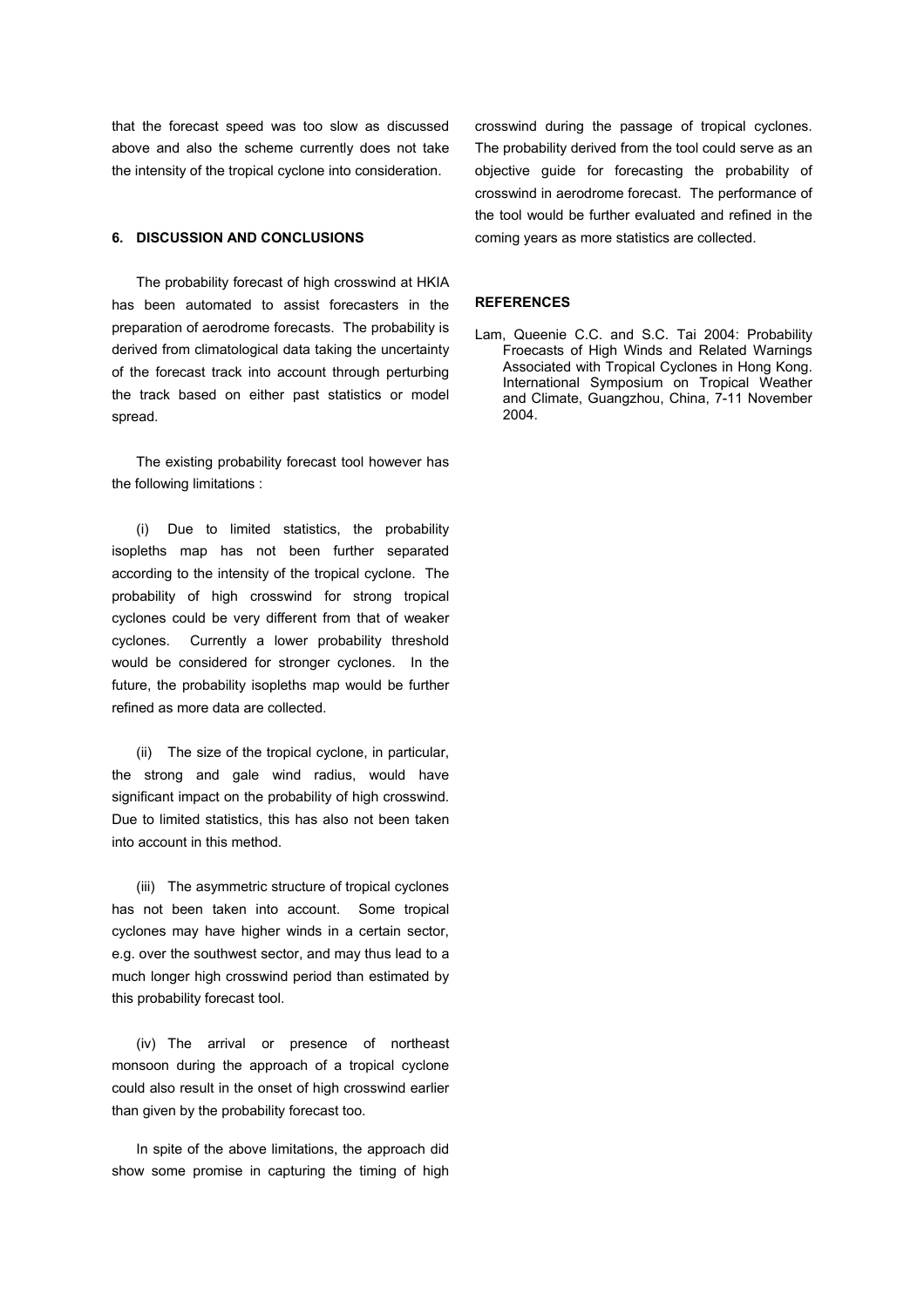that the forecast speed was too slow as discussed above and also the scheme currently does not take the intensity of the tropical cyclone into consideration.

## 6. DISCUSSION AND CONCLUSIONS

The probability forecast of high crosswind at HKIA has been automated to assist forecasters in the preparation of aerodrome forecasts. The probability is derived from climatological data taking the uncertainty of the forecast track into account through perturbing the track based on either past statistics or model spread.

The existing probability forecast tool however has the following limitations :

(i) Due to limited statistics, the probability isopleths map has not been further separated according to the intensity of the tropical cyclone. The probability of high crosswind for strong tropical cyclones could be very different from that of weaker cyclones. Currently a lower probability threshold would be considered for stronger cyclones. In the future, the probability isopleths map would be further refined as more data are collected.

(ii) The size of the tropical cyclone, in particular, the strong and gale wind radius, would have significant impact on the probability of high crosswind. Due to limited statistics, this has also not been taken into account in this method.

(iii) The asymmetric structure of tropical cyclones has not been taken into account. Some tropical cyclones may have higher winds in a certain sector, e.g. over the southwest sector, and may thus lead to a much longer high crosswind period than estimated by this probability forecast tool.

(iv) The arrival or presence of northeast monsoon during the approach of a tropical cyclone could also result in the onset of high crosswind earlier than given by the probability forecast too.

In spite of the above limitations, the approach did show some promise in capturing the timing of high crosswind during the passage of tropical cyclones. The probability derived from the tool could serve as an objective guide for forecasting the probability of crosswind in aerodrome forecast. The performance of the tool would be further evaluated and refined in the coming years as more statistics are collected.

## REFERENCES

Lam, Queenie C.C. and S.C. Tai 2004: Probability Froecasts of High Winds and Related Warnings Associated with Tropical Cyclones in Hong Kong. International Symposium on Tropical Weather and Climate, Guangzhou, China, 7-11 November 2004.